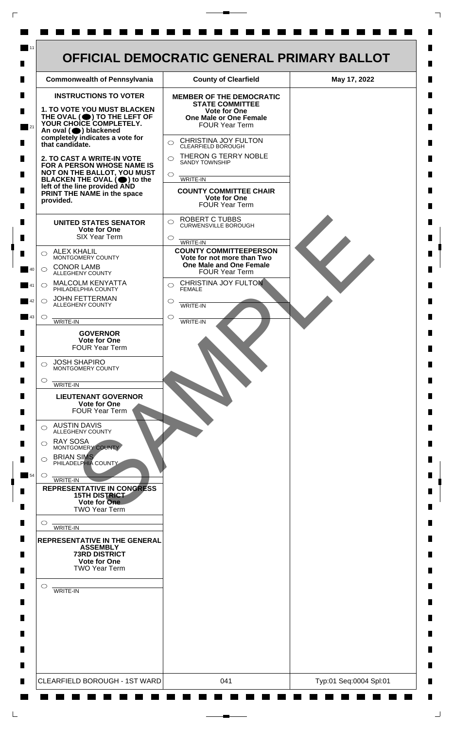# OFFICIAL DEMOCRATIC GENERAL PRIMARY BALLOT

| Commonwealth of Pennsylvania | County of Clearfield | May 17, 2022 |
| --- | --- | --- |

## INSTRUCTIONS TO VOTER

**1. TO VOTE YOU MUST BLACKEN THE OVAL (●) TO THE LEFT OF YOUR CHOICE COMPLETELY.** An oval (●) blackened completely indicates a vote for that candidate.

**2. TO CAST A WRITE-IN VOTE FOR A PERSON WHOSE NAME IS NOT ON THE BALLOT, YOU MUST BLACKEN THE OVAL (●) to the left of the line provided AND PRINT THE NAME in the space provided.**

### UNITED STATES SENATOR
**Vote for One**
SIX Year Term

- ○ ALEX KHALIL — MONTGOMERY COUNTY
- ○ CONOR LAMB — ALLEGHENY COUNTY
- ○ MALCOLM KENYATTA — PHILADELPHIA COUNTY
- ○ JOHN FETTERMAN — ALLEGHENY COUNTY
- ○ ________ WRITE-IN

### GOVERNOR
**Vote for One**
FOUR Year Term

- ○ JOSH SHAPIRO — MONTGOMERY COUNTY
- ○ ________ WRITE-IN

### LIEUTENANT GOVERNOR
**Vote for One**
FOUR Year Term

- ○ AUSTIN DAVIS — ALLEGHENY COUNTY
- ○ RAY SOSA — MONTGOMERY COUNTY
- ○ BRIAN SIMS — PHILADELPHIA COUNTY
- ○ ________ WRITE-IN

### REPRESENTATIVE IN CONGRESS
**15TH DISTRICT**
**Vote for One**
TWO Year Term

- ○ ________ WRITE-IN

### REPRESENTATIVE IN THE GENERAL ASSEMBLY
**73RD DISTRICT**
**Vote for One**
TWO Year Term

- ○ ________ WRITE-IN

### MEMBER OF THE DEMOCRATIC STATE COMMITTEE
**Vote for One**
**One Male or One Female**
FOUR Year Term

- ○ CHRISTINA JOY FULTON — CLEARFIELD BOROUGH
- ○ THERON G TERRY NOBLE — SANDY TOWNSHIP
- ○ ________ WRITE-IN

### COUNTY COMMITTEE CHAIR
**Vote for One**
FOUR Year Term

- ○ ROBERT C TUBBS — CURWENSVILLE BOROUGH
- ○ ________ WRITE-IN

### COUNTY COMMITTEEPERSON
**Vote for not more than Two**
**One Male and One Female**
FOUR Year Term

- ○ CHRISTINA JOY FULTON — FEMALE
- ○ ________ WRITE-IN
- ○ ________ WRITE-IN

SAMPLE

| CLEARFIELD BOROUGH - 1ST WARD | 041 | Typ:01 Seq:0004 Spl:01 |
| --- | --- | --- |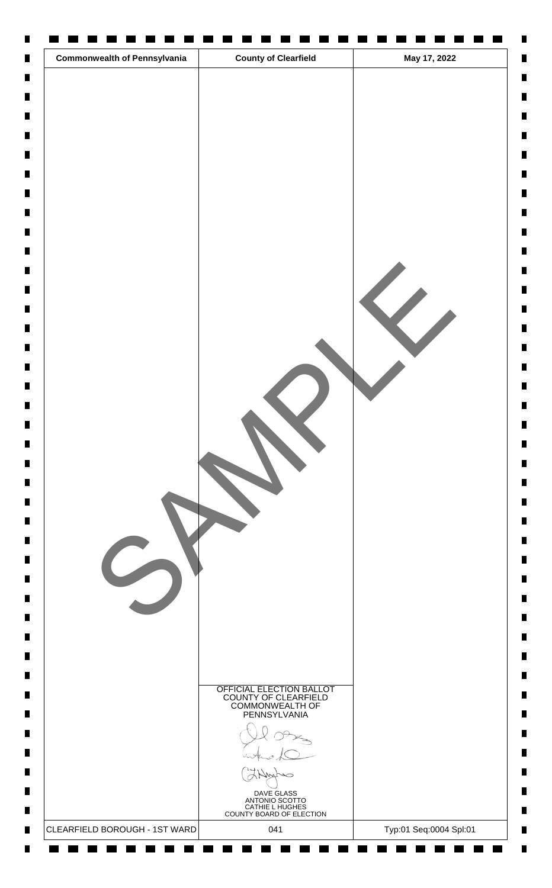| Commonwealth of Pennsylvania | County of Clearfield | May 17, 2022 |
|---|---|---|

SAMPLE

OFFICIAL ELECTION BALLOT
COUNTY OF CLEARFIELD
COMMONWEALTH OF
PENNSYLVANIA

DAVE GLASS
ANTONIO SCOTTO
CATHIE L HUGHES
COUNTY BOARD OF ELECTION

| | | |
|---|---|---|
| CLEARFIELD BOROUGH - 1ST WARD | 041 | Typ:01 Seq:0004 Spl:01 |